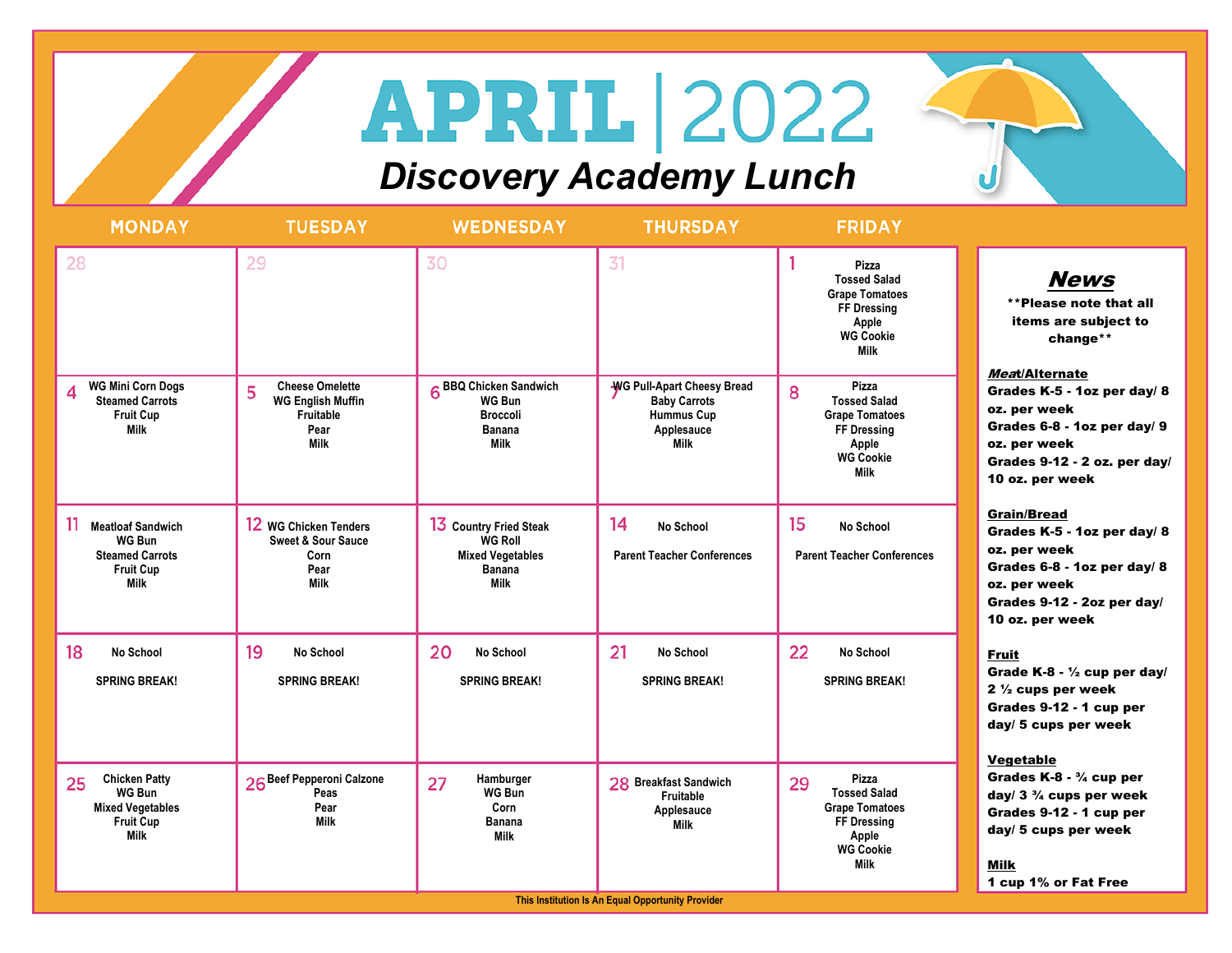# APRIL | 2022

## Discovery Academy Lunch

| MONDAY | TUESDAY | WEDNESDAY | THURSDAY | FRIDAY |
| --- | --- | --- | --- | --- |
| 28 | 29 | 30 | 31 | 1 Pizza, Tossed Salad, Grape Tomatoes, FF Dressing, Apple, WG Cookie, Milk |
| 4 WG Mini Corn Dogs, Steamed Carrots, Fruit Cup, Milk | 5 Cheese Omelette, WG English Muffin, Fruitable, Pear, Milk | 6 BBQ Chicken Sandwich, WG Bun, Broccoli, Banana, Milk | 7 WG Pull-Apart Cheesy Bread, Baby Carrots, Hummus Cup, Applesauce, Milk | 8 Pizza, Tossed Salad, Grape Tomatoes, FF Dressing, Apple, WG Cookie, Milk |
| 11 Meatloaf Sandwich, WG Bun, Steamed Carrots, Fruit Cup, Milk | 12 WG Chicken Tenders, Sweet & Sour Sauce, Corn, Pear, Milk | 13 Country Fried Steak, WG Roll, Mixed Vegetables, Banana, Milk | 14 No School, Parent Teacher Conferences | 15 No School, Parent Teacher Conferences |
| 18 No School, SPRING BREAK! | 19 No School, SPRING BREAK! | 20 No School, SPRING BREAK! | 21 No School, SPRING BREAK! | 22 No School, SPRING BREAK! |
| 25 Chicken Patty, WG Bun, Mixed Vegetables, Fruit Cup, Milk | 26 Beef Pepperoni Calzone, Peas, Pear, Milk | 27 Hamburger, WG Bun, Corn, Banana, Milk | 28 Breakfast Sandwich, Fruitable, Applesauce, Milk | 29 Pizza, Tossed Salad, Grape Tomatoes, FF Dressing, Apple, WG Cookie, Milk |

### News

**Please note that all items are subject to change**

**Meat/Alternate**
Grades K-5 - 1oz per day/ 8 oz. per week
Grades 6-8 - 1oz per day/ 9 oz. per week
Grades 9-12 - 2 oz. per day/ 10 oz. per week

**Grain/Bread**
Grades K-5 - 1oz per day/ 8 oz. per week
Grades 6-8 - 1oz per day/ 8 oz. per week
Grades 9-12 - 2oz per day/ 10 oz. per week

**Fruit**
Grade K-8 - ½ cup per day/ 2 ½ cups per week
Grades 9-12 - 1 cup per day/ 5 cups per week

**Vegetable**
Grades K-8 - ¾ cup per day/ 3 ¾ cups per week
Grades 9-12 - 1 cup per day/ 5 cups per week

**Milk**
1 cup 1% or Fat Free

This Institution Is An Equal Opportunity Provider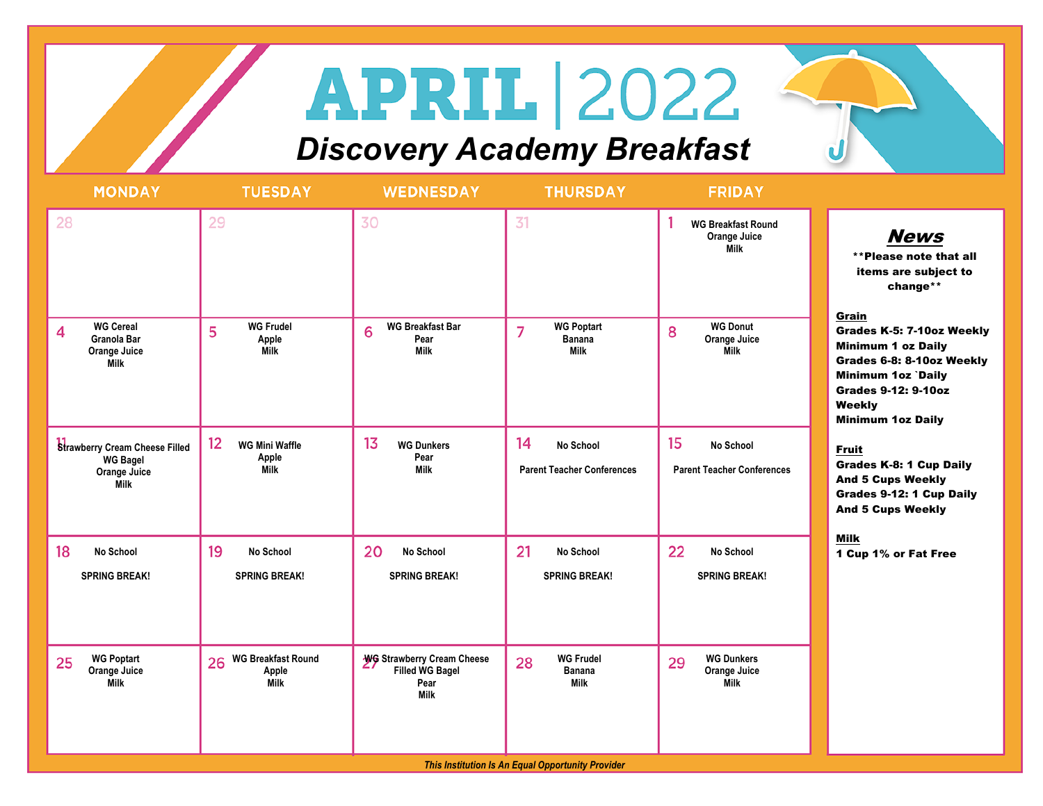# APRIL | 2022

## Discovery Academy Breakfast

| MONDAY | TUESDAY | WEDNESDAY | THURSDAY | FRIDAY |
|---|---|---|---|---|
| 28 | 29 | 30 | 31 | 1 WG Breakfast Round<br>Orange Juice<br>Milk |
| 4 WG Cereal<br>Granola Bar<br>Orange Juice<br>Milk | 5 WG Frudel<br>Apple<br>Milk | 6 WG Breakfast Bar<br>Pear<br>Milk | 7 WG Poptart<br>Banana<br>Milk | 8 WG Donut<br>Orange Juice<br>Milk |
| 11 Strawberry Cream Cheese Filled<br>WG Bagel<br>Orange Juice<br>Milk | 12 WG Mini Waffle<br>Apple<br>Milk | 13 WG Dunkers<br>Pear<br>Milk | 14 No School<br>Parent Teacher Conferences | 15 No School<br>Parent Teacher Conferences |
| 18 No School<br>SPRING BREAK! | 19 No School<br>SPRING BREAK! | 20 No School<br>SPRING BREAK! | 21 No School<br>SPRING BREAK! | 22 No School<br>SPRING BREAK! |
| 25 WG Poptart<br>Orange Juice<br>Milk | 26 WG Breakfast Round<br>Apple<br>Milk | 27 WG Strawberry Cream Cheese<br>Filled WG Bagel<br>Pear<br>Milk | 28 WG Frudel<br>Banana<br>Milk | 29 WG Dunkers<br>Orange Juice<br>Milk |

## News

**\*\*Please note that all items are subject to change\*\***

**Grain**
Grades K-5: 7-10oz Weekly
Minimum 1 oz Daily
Grades 6-8: 8-10oz Weekly
Minimum 1oz `Daily
Grades 9-12: 9-10oz Weekly
Minimum 1oz Daily

**Fruit**
Grades K-8: 1 Cup Daily And 5 Cups Weekly
Grades 9-12: 1 Cup Daily And 5 Cups Weekly

**Milk**
1 Cup 1% or Fat Free

*This Institution Is An Equal Opportunity Provider*